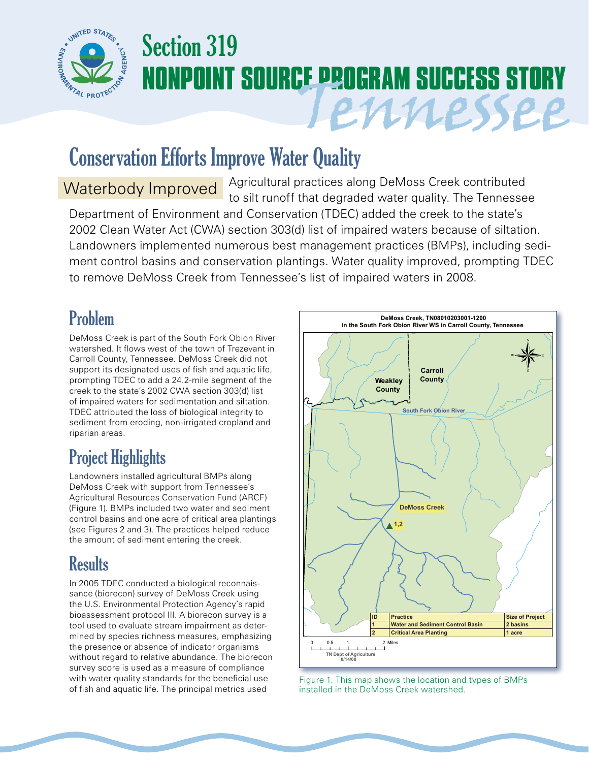# Section 319 NONPOINT SOURCE PROGRAM SUCCESS STORY

## Tennessee

# Conservation Efforts Improve Water Quality

**Waterbody Improved** Agricultural practices along DeMoss Creek contributed to silt runoff that degraded water quality. The Tennessee Department of Environment and Conservation (TDEC) added the creek to the state's 2002 Clean Water Act (CWA) section 303(d) list of impaired waters because of siltation. Landowners implemented numerous best management practices (BMPs), including sediment control basins and conservation plantings. Water quality improved, prompting TDEC to remove DeMoss Creek from Tennessee's list of impaired waters in 2008.

## Problem

DeMoss Creek is part of the South Fork Obion River watershed. It flows west of the town of Trezevant in Carroll County, Tennessee. DeMoss Creek did not support its designated uses of fish and aquatic life, prompting TDEC to add a 24.2-mile segment of the creek to the state's 2002 CWA section 303(d) list of impaired waters for sedimentation and siltation. TDEC attributed the loss of biological integrity to sediment from eroding, non-irrigated cropland and riparian areas.

## Project Highlights

Landowners installed agricultural BMPs along DeMoss Creek with support from Tennessee's Agricultural Resources Conservation Fund (ARCF) (Figure 1). BMPs included two water and sediment control basins and one acre of critical area plantings (see Figures 2 and 3). The practices helped reduce the amount of sediment entering the creek.

## Results

In 2005 TDEC conducted a biological reconnaissance (biorecon) survey of DeMoss Creek using the U.S. Environmental Protection Agency's rapid bioassessment protocol III. A biorecon survey is a tool used to evaluate stream impairment as determined by species richness measures, emphasizing the presence or absence of indicator organisms without regard to relative abundance. The biorecon survey score is used as a measure of compliance with water quality standards for the beneficial use of fish and aquatic life. The principal metrics used

**DeMoss Creek, TN08010203001-1200 in the South Fork Obion River WS in Carroll County, Tennessee**

| ID | Practice | Size of Project |
|---|---|---|
| 1 | Water and Sediment Control Basin | 2 basins |
| 2 | Critical Area Planting | 1 acre |

Figure 1. This map shows the location and types of BMPs installed in the DeMoss Creek watershed.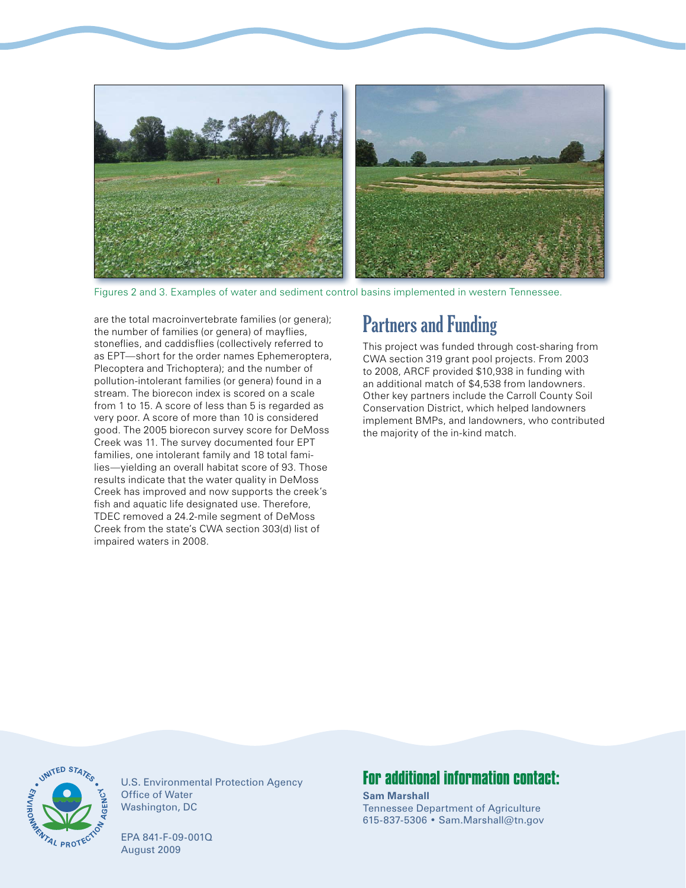Figures 2 and 3. Examples of water and sediment control basins implemented in western Tennessee.

are the total macroinvertebrate families (or genera); the number of families (or genera) of mayflies, stoneflies, and caddisflies (collectively referred to as EPT—short for the order names Ephemeroptera, Plecoptera and Trichoptera); and the number of pollution-intolerant families (or genera) found in a stream. The biorecon index is scored on a scale from 1 to 15. A score of less than 5 is regarded as very poor. A score of more than 10 is considered good. The 2005 biorecon survey score for DeMoss Creek was 11. The survey documented four EPT families, one intolerant family and 18 total families—yielding an overall habitat score of 93. Those results indicate that the water quality in DeMoss Creek has improved and now supports the creek's fish and aquatic life designated use. Therefore, TDEC removed a 24.2-mile segment of DeMoss Creek from the state's CWA section 303(d) list of impaired waters in 2008.

## Partners and Funding

This project was funded through cost-sharing from CWA section 319 grant pool projects. From 2003 to 2008, ARCF provided $10,938 in funding with an additional match of $4,538 from landowners. Other key partners include the Carroll County Soil Conservation District, which helped landowners implement BMPs, and landowners, who contributed the majority of the in-kind match.

U.S. Environmental Protection Agency
Office of Water
Washington, DC

EPA 841-F-09-001Q
August 2009

## For additional information contact:

**Sam Marshall**
Tennessee Department of Agriculture
615-837-5306 • Sam.Marshall@tn.gov